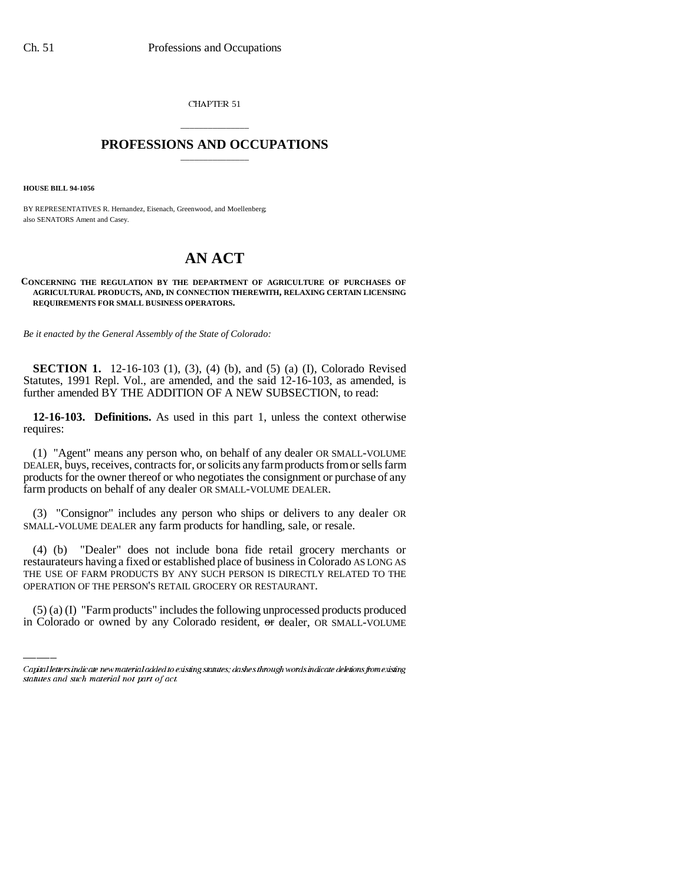CHAPTER 51

# PROFESSIONS AND OCCUPATIONS

**HOUSE BILL 94-1056**

BY REPRESENTATIVES R. Hernandez, Eisenach, Greenwood, and Moellenberg;
also SENATORS Ament and Casey.

# AN ACT

**CONCERNING THE REGULATION BY THE DEPARTMENT OF AGRICULTURE OF PURCHASES OF AGRICULTURAL PRODUCTS, AND, IN CONNECTION THEREWITH, RELAXING CERTAIN LICENSING REQUIREMENTS FOR SMALL BUSINESS OPERATORS.**

*Be it enacted by the General Assembly of the State of Colorado:*

**SECTION 1.** 12-16-103 (1), (3), (4) (b), and (5) (a) (I), Colorado Revised Statutes, 1991 Repl. Vol., are amended, and the said 12-16-103, as amended, is further amended BY THE ADDITION OF A NEW SUBSECTION, to read:

**12-16-103. Definitions.** As used in this part 1, unless the context otherwise requires:

(1) "Agent" means any person who, on behalf of any dealer OR SMALL-VOLUME DEALER, buys, receives, contracts for, or solicits any farm products from or sells farm products for the owner thereof or who negotiates the consignment or purchase of any farm products on behalf of any dealer OR SMALL-VOLUME DEALER.

(3) "Consignor" includes any person who ships or delivers to any dealer OR SMALL-VOLUME DEALER any farm products for handling, sale, or resale.

(4) (b) "Dealer" does not include bona fide retail grocery merchants or restaurateurs having a fixed or established place of business in Colorado AS LONG AS THE USE OF FARM PRODUCTS BY ANY SUCH PERSON IS DIRECTLY RELATED TO THE OPERATION OF THE PERSON'S RETAIL GROCERY OR RESTAURANT.

(5) (a) (I) "Farm products" includes the following unprocessed products produced in Colorado or owned by any Colorado resident, ~~or~~ dealer, OR SMALL-VOLUME

Capital letters indicate new material added to existing statutes; dashes through words indicate deletions from existing statutes and such material not part of act.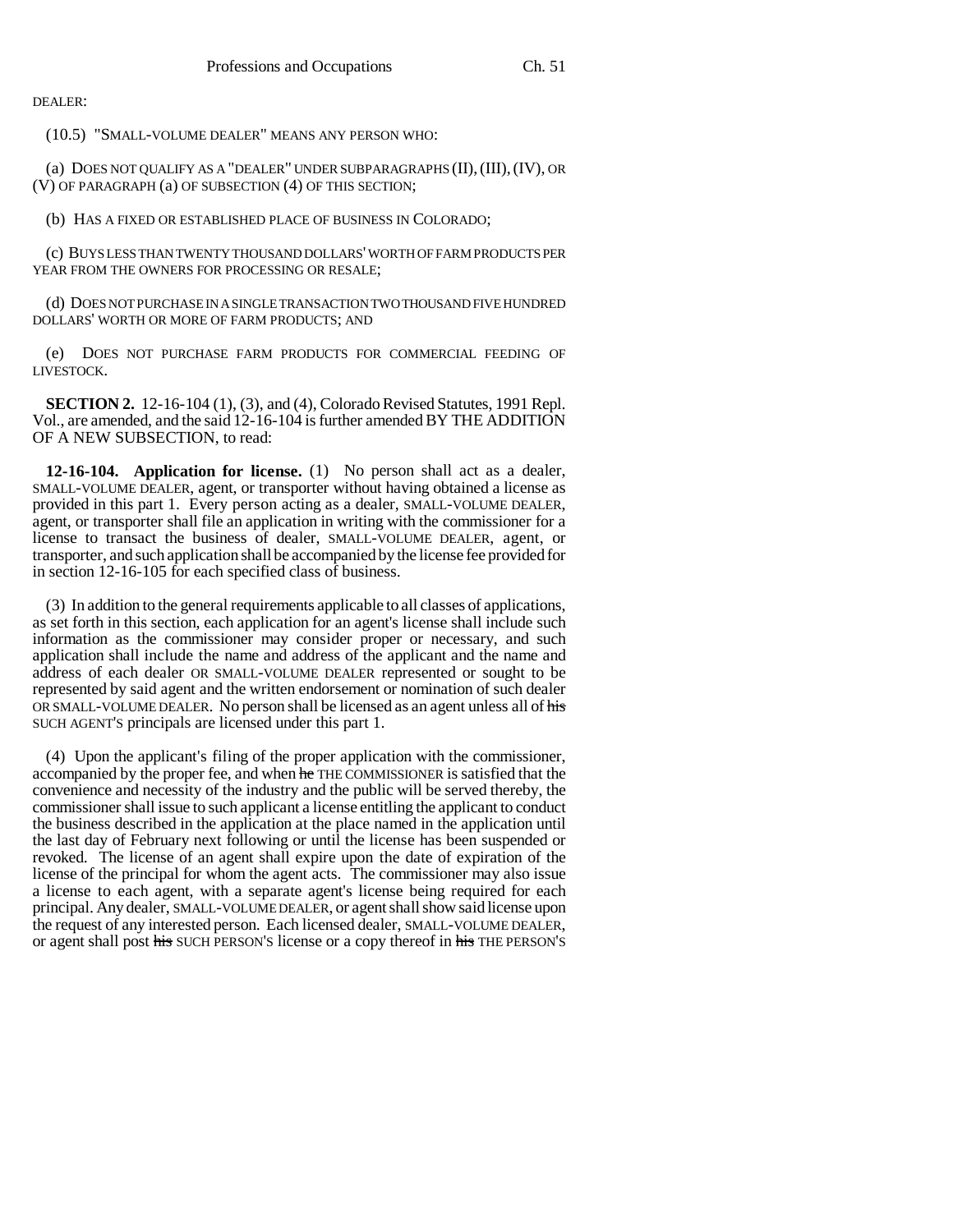DEALER:

(10.5) "SMALL-VOLUME DEALER" MEANS ANY PERSON WHO:

(a) DOES NOT QUALIFY AS A "DEALER" UNDER SUBPARAGRAPHS (II), (III), (IV), OR (V) OF PARAGRAPH (a) OF SUBSECTION (4) OF THIS SECTION;

(b) HAS A FIXED OR ESTABLISHED PLACE OF BUSINESS IN COLORADO;

(c) BUYS LESS THAN TWENTY THOUSAND DOLLARS' WORTH OF FARM PRODUCTS PER YEAR FROM THE OWNERS FOR PROCESSING OR RESALE;

(d) DOES NOT PURCHASE IN A SINGLE TRANSACTION TWO THOUSAND FIVE HUNDRED DOLLARS' WORTH OR MORE OF FARM PRODUCTS; AND

(e) DOES NOT PURCHASE FARM PRODUCTS FOR COMMERCIAL FEEDING OF LIVESTOCK.

**SECTION 2.** 12-16-104 (1), (3), and (4), Colorado Revised Statutes, 1991 Repl. Vol., are amended, and the said 12-16-104 is further amended BY THE ADDITION OF A NEW SUBSECTION, to read:

**12-16-104. Application for license.** (1) No person shall act as a dealer, SMALL-VOLUME DEALER, agent, or transporter without having obtained a license as provided in this part 1. Every person acting as a dealer, SMALL-VOLUME DEALER, agent, or transporter shall file an application in writing with the commissioner for a license to transact the business of dealer, SMALL-VOLUME DEALER, agent, or transporter, and such application shall be accompanied by the license fee provided for in section 12-16-105 for each specified class of business.

(3) In addition to the general requirements applicable to all classes of applications, as set forth in this section, each application for an agent's license shall include such information as the commissioner may consider proper or necessary, and such application shall include the name and address of the applicant and the name and address of each dealer OR SMALL-VOLUME DEALER represented or sought to be represented by said agent and the written endorsement or nomination of such dealer OR SMALL-VOLUME DEALER. No person shall be licensed as an agent unless all of ~~his~~ SUCH AGENT'S principals are licensed under this part 1.

(4) Upon the applicant's filing of the proper application with the commissioner, accompanied by the proper fee, and when ~~he~~ THE COMMISSIONER is satisfied that the convenience and necessity of the industry and the public will be served thereby, the commissioner shall issue to such applicant a license entitling the applicant to conduct the business described in the application at the place named in the application until the last day of February next following or until the license has been suspended or revoked. The license of an agent shall expire upon the date of expiration of the license of the principal for whom the agent acts. The commissioner may also issue a license to each agent, with a separate agent's license being required for each principal. Any dealer, SMALL-VOLUME DEALER, or agent shall show said license upon the request of any interested person. Each licensed dealer, SMALL-VOLUME DEALER, or agent shall post ~~his~~ SUCH PERSON'S license or a copy thereof in ~~his~~ THE PERSON'S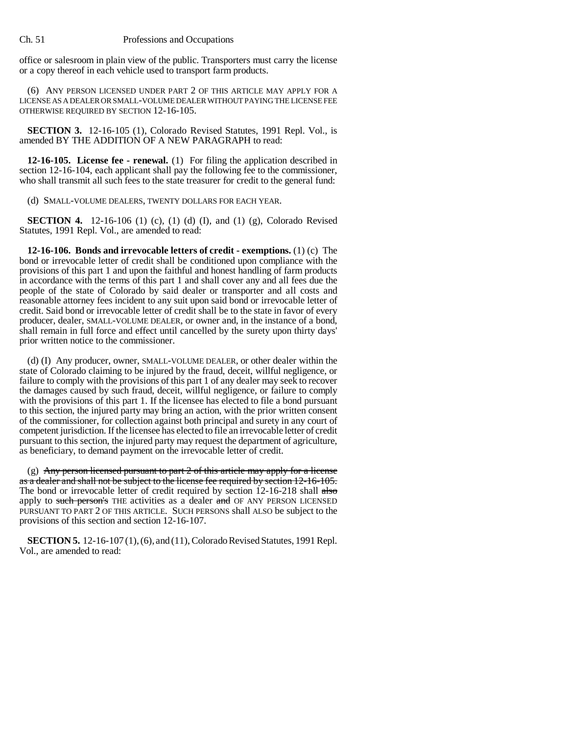office or salesroom in plain view of the public. Transporters must carry the license or a copy thereof in each vehicle used to transport farm products.

(6) ANY PERSON LICENSED UNDER PART 2 OF THIS ARTICLE MAY APPLY FOR A LICENSE AS A DEALER OR SMALL-VOLUME DEALER WITHOUT PAYING THE LICENSE FEE OTHERWISE REQUIRED BY SECTION 12-16-105.

**SECTION 3.** 12-16-105 (1), Colorado Revised Statutes, 1991 Repl. Vol., is amended BY THE ADDITION OF A NEW PARAGRAPH to read:

**12-16-105. License fee - renewal.** (1) For filing the application described in section 12-16-104, each applicant shall pay the following fee to the commissioner, who shall transmit all such fees to the state treasurer for credit to the general fund:

(d) SMALL-VOLUME DEALERS, TWENTY DOLLARS FOR EACH YEAR.

**SECTION 4.** 12-16-106 (1) (c), (1) (d) (I), and (1) (g), Colorado Revised Statutes, 1991 Repl. Vol., are amended to read:

**12-16-106. Bonds and irrevocable letters of credit - exemptions.** (1) (c) The bond or irrevocable letter of credit shall be conditioned upon compliance with the provisions of this part 1 and upon the faithful and honest handling of farm products in accordance with the terms of this part 1 and shall cover any and all fees due the people of the state of Colorado by said dealer or transporter and all costs and reasonable attorney fees incident to any suit upon said bond or irrevocable letter of credit. Said bond or irrevocable letter of credit shall be to the state in favor of every producer, dealer, SMALL-VOLUME DEALER, or owner and, in the instance of a bond, shall remain in full force and effect until cancelled by the surety upon thirty days' prior written notice to the commissioner.

(d) (I) Any producer, owner, SMALL-VOLUME DEALER, or other dealer within the state of Colorado claiming to be injured by the fraud, deceit, willful negligence, or failure to comply with the provisions of this part 1 of any dealer may seek to recover the damages caused by such fraud, deceit, willful negligence, or failure to comply with the provisions of this part 1. If the licensee has elected to file a bond pursuant to this section, the injured party may bring an action, with the prior written consent of the commissioner, for collection against both principal and surety in any court of competent jurisdiction. If the licensee has elected to file an irrevocable letter of credit pursuant to this section, the injured party may request the department of agriculture, as beneficiary, to demand payment on the irrevocable letter of credit.

(g) ~~Any person licensed pursuant to part 2 of this article may apply for a license as a dealer and shall not be subject to the license fee required by section 12-16-105.~~ The bond or irrevocable letter of credit required by section 12-16-218 shall ~~also~~ apply to ~~such person's~~ THE activities as a dealer ~~and~~ OF ANY PERSON LICENSED PURSUANT TO PART 2 OF THIS ARTICLE. SUCH PERSONS shall ALSO be subject to the provisions of this section and section 12-16-107.

**SECTION 5.** 12-16-107 (1), (6), and (11), Colorado Revised Statutes, 1991 Repl. Vol., are amended to read: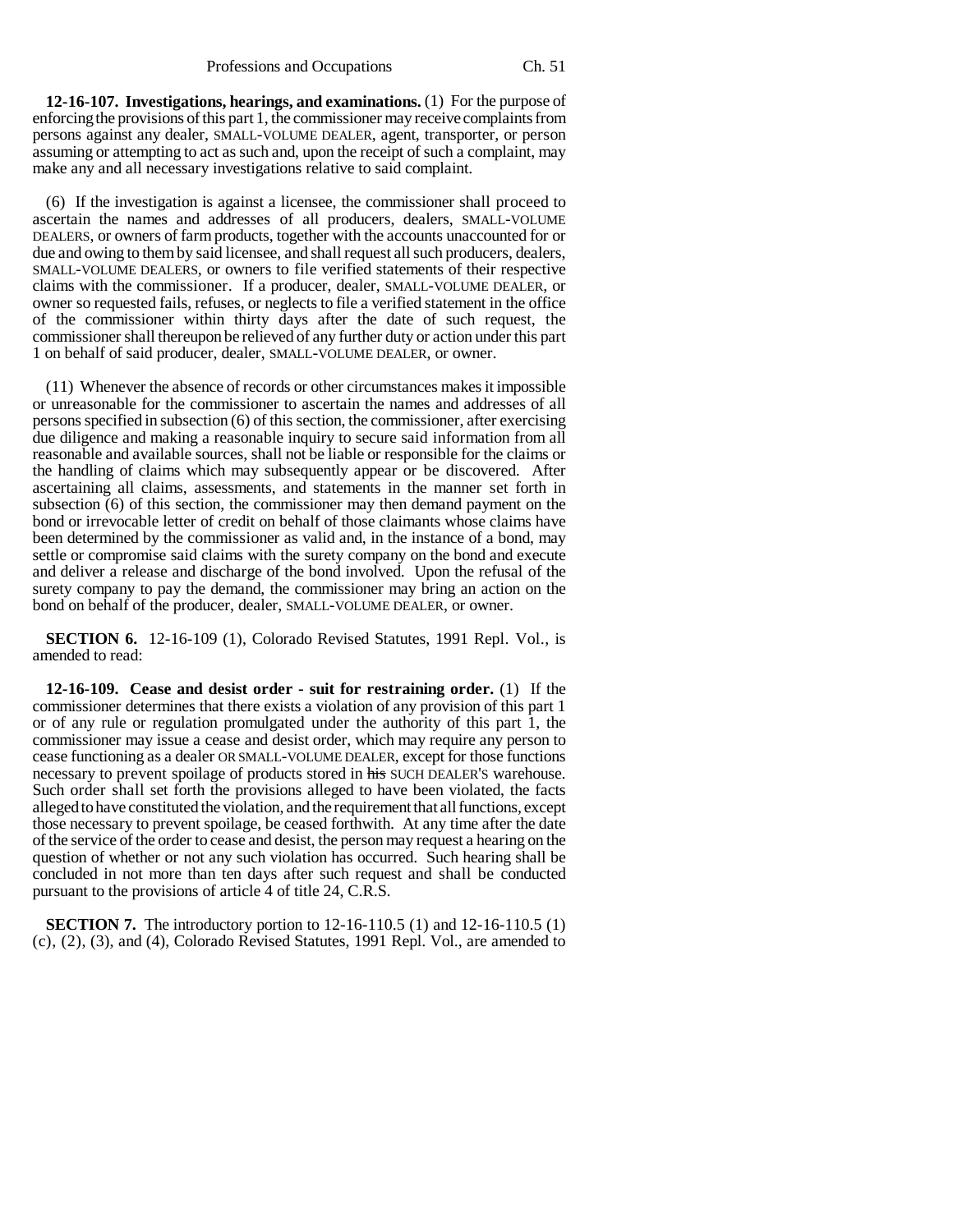**12-16-107. Investigations, hearings, and examinations.** (1) For the purpose of enforcing the provisions of this part 1, the commissioner may receive complaints from persons against any dealer, SMALL-VOLUME DEALER, agent, transporter, or person assuming or attempting to act as such and, upon the receipt of such a complaint, may make any and all necessary investigations relative to said complaint.

(6) If the investigation is against a licensee, the commissioner shall proceed to ascertain the names and addresses of all producers, dealers, SMALL-VOLUME DEALERS, or owners of farm products, together with the accounts unaccounted for or due and owing to them by said licensee, and shall request all such producers, dealers, SMALL-VOLUME DEALERS, or owners to file verified statements of their respective claims with the commissioner. If a producer, dealer, SMALL-VOLUME DEALER, or owner so requested fails, refuses, or neglects to file a verified statement in the office of the commissioner within thirty days after the date of such request, the commissioner shall thereupon be relieved of any further duty or action under this part 1 on behalf of said producer, dealer, SMALL-VOLUME DEALER, or owner.

(11) Whenever the absence of records or other circumstances makes it impossible or unreasonable for the commissioner to ascertain the names and addresses of all persons specified in subsection (6) of this section, the commissioner, after exercising due diligence and making a reasonable inquiry to secure said information from all reasonable and available sources, shall not be liable or responsible for the claims or the handling of claims which may subsequently appear or be discovered. After ascertaining all claims, assessments, and statements in the manner set forth in subsection (6) of this section, the commissioner may then demand payment on the bond or irrevocable letter of credit on behalf of those claimants whose claims have been determined by the commissioner as valid and, in the instance of a bond, may settle or compromise said claims with the surety company on the bond and execute and deliver a release and discharge of the bond involved. Upon the refusal of the surety company to pay the demand, the commissioner may bring an action on the bond on behalf of the producer, dealer, SMALL-VOLUME DEALER, or owner.

**SECTION 6.** 12-16-109 (1), Colorado Revised Statutes, 1991 Repl. Vol., is amended to read:

**12-16-109. Cease and desist order - suit for restraining order.** (1) If the commissioner determines that there exists a violation of any provision of this part 1 or of any rule or regulation promulgated under the authority of this part 1, the commissioner may issue a cease and desist order, which may require any person to cease functioning as a dealer OR SMALL-VOLUME DEALER, except for those functions necessary to prevent spoilage of products stored in ~~his~~ SUCH DEALER'S warehouse. Such order shall set forth the provisions alleged to have been violated, the facts alleged to have constituted the violation, and the requirement that all functions, except those necessary to prevent spoilage, be ceased forthwith. At any time after the date of the service of the order to cease and desist, the person may request a hearing on the question of whether or not any such violation has occurred. Such hearing shall be concluded in not more than ten days after such request and shall be conducted pursuant to the provisions of article 4 of title 24, C.R.S.

**SECTION 7.** The introductory portion to 12-16-110.5 (1) and 12-16-110.5 (1) (c), (2), (3), and (4), Colorado Revised Statutes, 1991 Repl. Vol., are amended to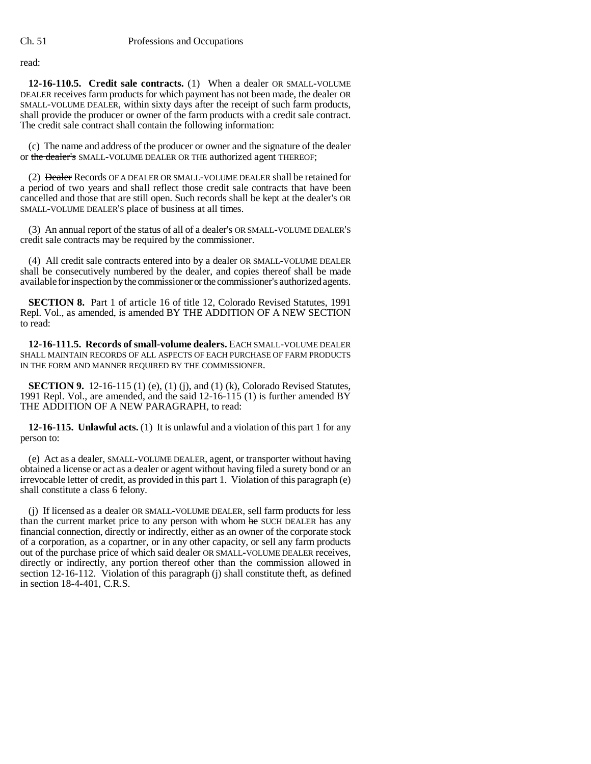read:

**12-16-110.5. Credit sale contracts.** (1) When a dealer OR SMALL-VOLUME DEALER receives farm products for which payment has not been made, the dealer OR SMALL-VOLUME DEALER, within sixty days after the receipt of such farm products, shall provide the producer or owner of the farm products with a credit sale contract. The credit sale contract shall contain the following information:

(c) The name and address of the producer or owner and the signature of the dealer or ~~the dealer's~~ SMALL-VOLUME DEALER OR THE authorized agent THEREOF;

(2) ~~Dealer~~ Records OF A DEALER OR SMALL-VOLUME DEALER shall be retained for a period of two years and shall reflect those credit sale contracts that have been cancelled and those that are still open. Such records shall be kept at the dealer's OR SMALL-VOLUME DEALER'S place of business at all times.

(3) An annual report of the status of all of a dealer's OR SMALL-VOLUME DEALER'S credit sale contracts may be required by the commissioner.

(4) All credit sale contracts entered into by a dealer OR SMALL-VOLUME DEALER shall be consecutively numbered by the dealer, and copies thereof shall be made available for inspection by the commissioner or the commissioner's authorized agents.

**SECTION 8.** Part 1 of article 16 of title 12, Colorado Revised Statutes, 1991 Repl. Vol., as amended, is amended BY THE ADDITION OF A NEW SECTION to read:

**12-16-111.5. Records of small-volume dealers.** EACH SMALL-VOLUME DEALER SHALL MAINTAIN RECORDS OF ALL ASPECTS OF EACH PURCHASE OF FARM PRODUCTS IN THE FORM AND MANNER REQUIRED BY THE COMMISSIONER.

**SECTION 9.** 12-16-115 (1) (e), (1) (j), and (1) (k), Colorado Revised Statutes, 1991 Repl. Vol., are amended, and the said 12-16-115 (1) is further amended BY THE ADDITION OF A NEW PARAGRAPH, to read:

**12-16-115. Unlawful acts.** (1) It is unlawful and a violation of this part 1 for any person to:

(e) Act as a dealer, SMALL-VOLUME DEALER, agent, or transporter without having obtained a license or act as a dealer or agent without having filed a surety bond or an irrevocable letter of credit, as provided in this part 1. Violation of this paragraph (e) shall constitute a class 6 felony.

(j) If licensed as a dealer OR SMALL-VOLUME DEALER, sell farm products for less than the current market price to any person with whom ~~he~~ SUCH DEALER has any financial connection, directly or indirectly, either as an owner of the corporate stock of a corporation, as a copartner, or in any other capacity, or sell any farm products out of the purchase price of which said dealer OR SMALL-VOLUME DEALER receives, directly or indirectly, any portion thereof other than the commission allowed in section 12-16-112. Violation of this paragraph (j) shall constitute theft, as defined in section 18-4-401, C.R.S.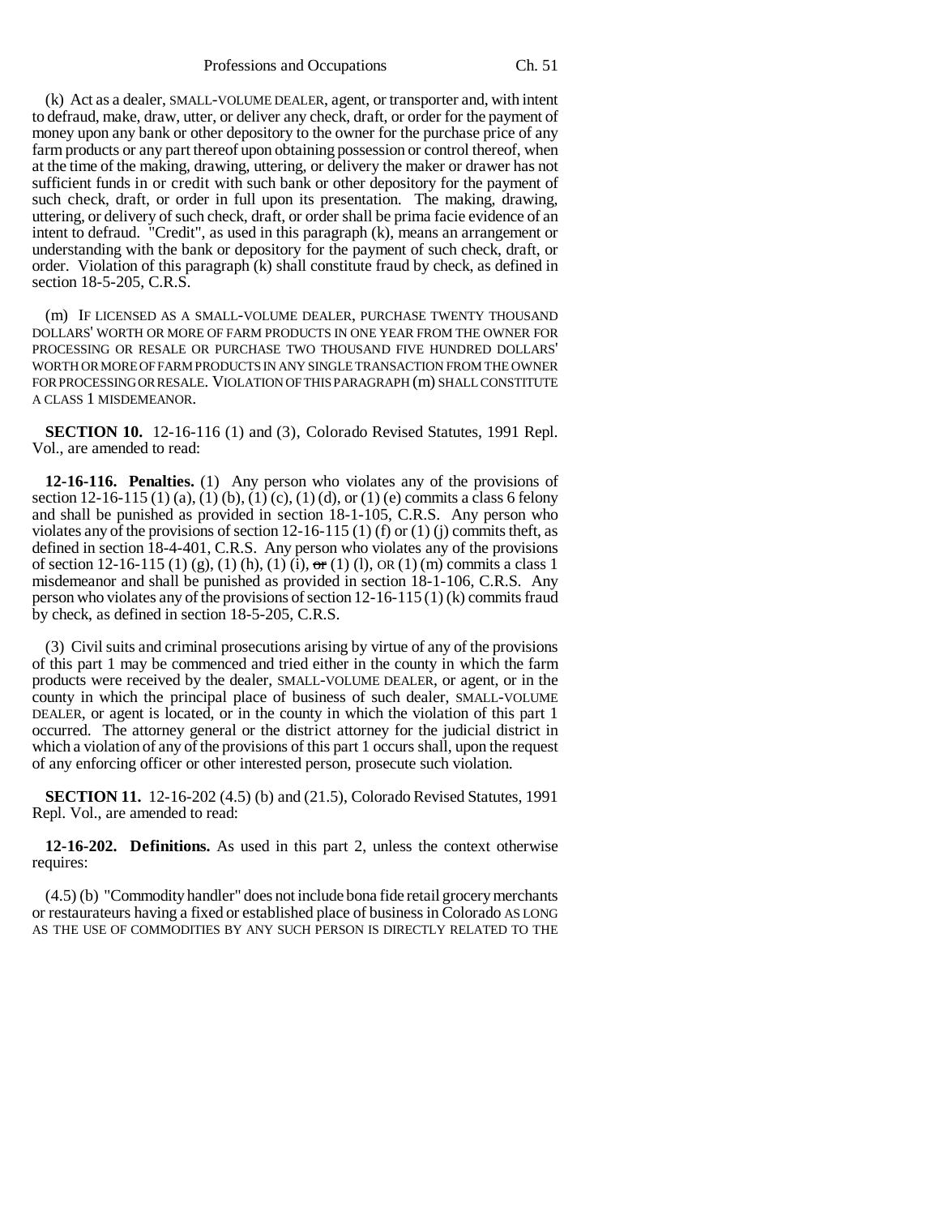(k) Act as a dealer, SMALL-VOLUME DEALER, agent, or transporter and, with intent to defraud, make, draw, utter, or deliver any check, draft, or order for the payment of money upon any bank or other depository to the owner for the purchase price of any farm products or any part thereof upon obtaining possession or control thereof, when at the time of the making, drawing, uttering, or delivery the maker or drawer has not sufficient funds in or credit with such bank or other depository for the payment of such check, draft, or order in full upon its presentation. The making, drawing, uttering, or delivery of such check, draft, or order shall be prima facie evidence of an intent to defraud. "Credit", as used in this paragraph (k), means an arrangement or understanding with the bank or depository for the payment of such check, draft, or order. Violation of this paragraph (k) shall constitute fraud by check, as defined in section 18-5-205, C.R.S.

(m) IF LICENSED AS A SMALL-VOLUME DEALER, PURCHASE TWENTY THOUSAND DOLLARS' WORTH OR MORE OF FARM PRODUCTS IN ONE YEAR FROM THE OWNER FOR PROCESSING OR RESALE OR PURCHASE TWO THOUSAND FIVE HUNDRED DOLLARS' WORTH OR MORE OF FARM PRODUCTS IN ANY SINGLE TRANSACTION FROM THE OWNER FOR PROCESSING OR RESALE. VIOLATION OF THIS PARAGRAPH (m) SHALL CONSTITUTE A CLASS 1 MISDEMEANOR.

**SECTION 10.** 12-16-116 (1) and (3), Colorado Revised Statutes, 1991 Repl. Vol., are amended to read:

**12-16-116. Penalties.** (1) Any person who violates any of the provisions of section 12-16-115 (1) (a), (1) (b), (1) (c), (1) (d), or (1) (e) commits a class 6 felony and shall be punished as provided in section 18-1-105, C.R.S. Any person who violates any of the provisions of section 12-16-115 (1) (f) or (1) (j) commits theft, as defined in section 18-4-401, C.R.S. Any person who violates any of the provisions of section 12-16-115 (1) (g), (1) (h), (1) (i), ~~or~~ (1) (l), OR (1) (m) commits a class 1 misdemeanor and shall be punished as provided in section 18-1-106, C.R.S. Any person who violates any of the provisions of section 12-16-115 (1) (k) commits fraud by check, as defined in section 18-5-205, C.R.S.

(3) Civil suits and criminal prosecutions arising by virtue of any of the provisions of this part 1 may be commenced and tried either in the county in which the farm products were received by the dealer, SMALL-VOLUME DEALER, or agent, or in the county in which the principal place of business of such dealer, SMALL-VOLUME DEALER, or agent is located, or in the county in which the violation of this part 1 occurred. The attorney general or the district attorney for the judicial district in which a violation of any of the provisions of this part 1 occurs shall, upon the request of any enforcing officer or other interested person, prosecute such violation.

**SECTION 11.** 12-16-202 (4.5) (b) and (21.5), Colorado Revised Statutes, 1991 Repl. Vol., are amended to read:

**12-16-202. Definitions.** As used in this part 2, unless the context otherwise requires:

(4.5) (b) "Commodity handler" does not include bona fide retail grocery merchants or restaurateurs having a fixed or established place of business in Colorado AS LONG AS THE USE OF COMMODITIES BY ANY SUCH PERSON IS DIRECTLY RELATED TO THE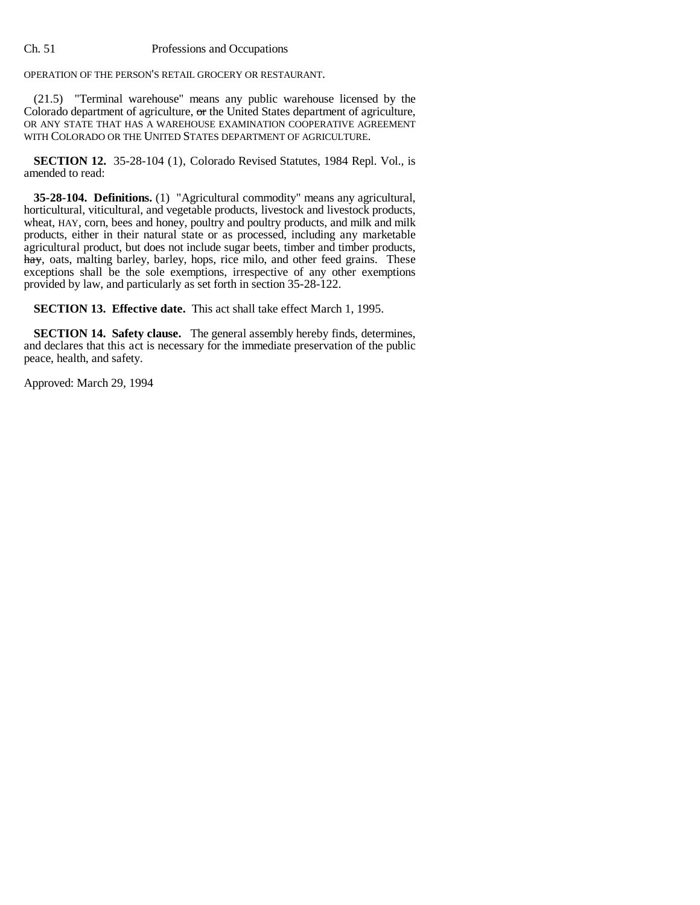OPERATION OF THE PERSON'S RETAIL GROCERY OR RESTAURANT.

(21.5) "Terminal warehouse" means any public warehouse licensed by the Colorado department of agriculture, ~~or~~ the United States department of agriculture, OR ANY STATE THAT HAS A WAREHOUSE EXAMINATION COOPERATIVE AGREEMENT WITH COLORADO OR THE UNITED STATES DEPARTMENT OF AGRICULTURE.

**SECTION 12.** 35-28-104 (1), Colorado Revised Statutes, 1984 Repl. Vol., is amended to read:

**35-28-104. Definitions.** (1) "Agricultural commodity" means any agricultural, horticultural, viticultural, and vegetable products, livestock and livestock products, wheat, HAY, corn, bees and honey, poultry and poultry products, and milk and milk products, either in their natural state or as processed, including any marketable agricultural product, but does not include sugar beets, timber and timber products, ~~hay~~, oats, malting barley, barley, hops, rice milo, and other feed grains. These exceptions shall be the sole exemptions, irrespective of any other exemptions provided by law, and particularly as set forth in section 35-28-122.

**SECTION 13. Effective date.** This act shall take effect March 1, 1995.

**SECTION 14. Safety clause.** The general assembly hereby finds, determines, and declares that this act is necessary for the immediate preservation of the public peace, health, and safety.

Approved: March 29, 1994